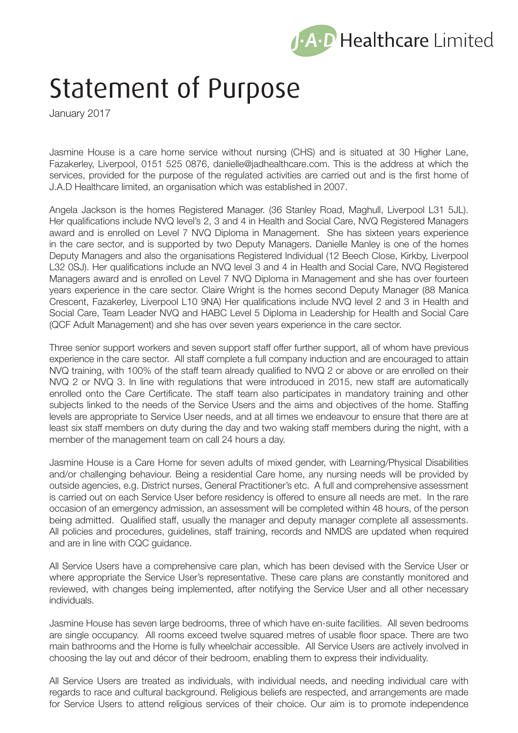J·A·D Healthcare Limited

# Statement of Purpose

January 2017

Jasmine House is a care home service without nursing (CHS) and is situated at 30 Higher Lane, Fazakerley, Liverpool, 0151 525 0876, danielle@jadhealthcare.com. This is the address at which the services, provided for the purpose of the regulated activities are carried out and is the first home of J.A.D Healthcare limited, an organisation which was established in 2007.

Angela Jackson is the homes Registered Manager. (36 Stanley Road, Maghull, Liverpool L31 5JL). Her qualifications include NVQ level's 2, 3 and 4 in Health and Social Care, NVQ Registered Managers award and is enrolled on Level 7 NVQ Diploma in Management. She has sixteen years experience in the care sector, and is supported by two Deputy Managers. Danielle Manley is one of the homes Deputy Managers and also the organisations Registered Individual (12 Beech Close, Kirkby, Liverpool L32 0SJ). Her qualifications include an NVQ level 3 and 4 in Health and Social Care, NVQ Registered Managers award and is enrolled on Level 7 NVQ Diploma in Management and she has over fourteen years experience in the care sector. Claire Wright is the homes second Deputy Manager (88 Manica Crescent, Fazakerley, Liverpool L10 9NA) Her qualifications include NVQ level 2 and 3 in Health and Social Care, Team Leader NVQ and HABC Level 5 Diploma in Leadership for Health and Social Care (QCF Adult Management) and she has over seven years experience in the care sector.

Three senior support workers and seven support staff offer further support, all of whom have previous experience in the care sector. All staff complete a full company induction and are encouraged to attain NVQ training, with 100% of the staff team already qualified to NVQ 2 or above or are enrolled on their NVQ 2 or NVQ 3. In line with regulations that were introduced in 2015, new staff are automatically enrolled onto the Care Certificate. The staff team also participates in mandatory training and other subjects linked to the needs of the Service Users and the aims and objectives of the home. Staffing levels are appropriate to Service User needs, and at all times we endeavour to ensure that there are at least six staff members on duty during the day and two waking staff members during the night, with a member of the management team on call 24 hours a day.

Jasmine House is a Care Home for seven adults of mixed gender, with Learning/Physical Disabilities and/or challenging behaviour. Being a residential Care home, any nursing needs will be provided by outside agencies, e.g. District nurses, General Practitioner's etc. A full and comprehensive assessment is carried out on each Service User before residency is offered to ensure all needs are met. In the rare occasion of an emergency admission, an assessment will be completed within 48 hours, of the person being admitted. Qualified staff, usually the manager and deputy manager complete all assessments. All policies and procedures, guidelines, staff training, records and NMDS are updated when required and are in line with CQC guidance.

All Service Users have a comprehensive care plan, which has been devised with the Service User or where appropriate the Service User's representative. These care plans are constantly monitored and reviewed, with changes being implemented, after notifying the Service User and all other necessary individuals.

Jasmine House has seven large bedrooms, three of which have en-suite facilities. All seven bedrooms are single occupancy. All rooms exceed twelve squared metres of usable floor space. There are two main bathrooms and the Home is fully wheelchair accessible. All Service Users are actively involved in choosing the lay out and décor of their bedroom, enabling them to express their individuality.

All Service Users are treated as individuals, with individual needs, and needing individual care with regards to race and cultural background. Religious beliefs are respected, and arrangements are made for Service Users to attend religious services of their choice. Our aim is to promote independence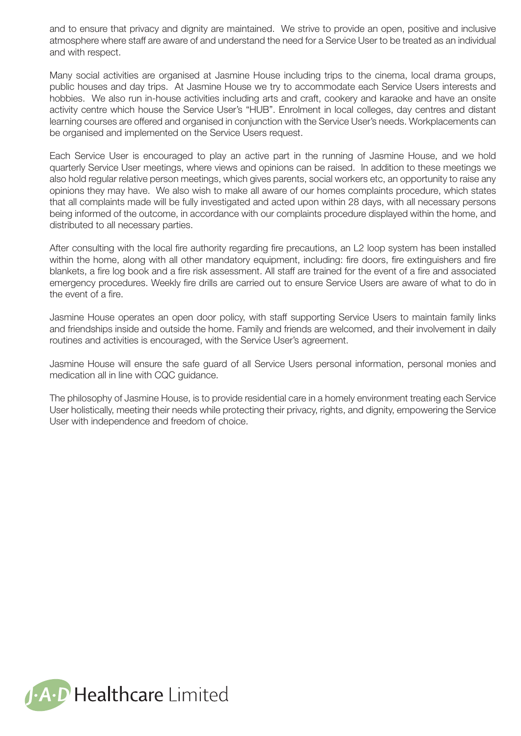and to ensure that privacy and dignity are maintained. We strive to provide an open, positive and inclusive atmosphere where staff are aware of and understand the need for a Service User to be treated as an individual and with respect.

Many social activities are organised at Jasmine House including trips to the cinema, local drama groups, public houses and day trips. At Jasmine House we try to accommodate each Service Users interests and hobbies. We also run in-house activities including arts and craft, cookery and karaoke and have an onsite activity centre which house the Service User's "HUB". Enrolment in local colleges, day centres and distant learning courses are offered and organised in conjunction with the Service User's needs. Workplacements can be organised and implemented on the Service Users request.

Each Service User is encouraged to play an active part in the running of Jasmine House, and we hold quarterly Service User meetings, where views and opinions can be raised. In addition to these meetings we also hold regular relative person meetings, which gives parents, social workers etc, an opportunity to raise any opinions they may have. We also wish to make all aware of our homes complaints procedure, which states that all complaints made will be fully investigated and acted upon within 28 days, with all necessary persons being informed of the outcome, in accordance with our complaints procedure displayed within the home, and distributed to all necessary parties.

After consulting with the local fire authority regarding fire precautions, an L2 loop system has been installed within the home, along with all other mandatory equipment, including: fire doors, fire extinguishers and fire blankets, a fire log book and a fire risk assessment. All staff are trained for the event of a fire and associated emergency procedures. Weekly fire drills are carried out to ensure Service Users are aware of what to do in the event of a fire.

Jasmine House operates an open door policy, with staff supporting Service Users to maintain family links and friendships inside and outside the home. Family and friends are welcomed, and their involvement in daily routines and activities is encouraged, with the Service User's agreement.

Jasmine House will ensure the safe guard of all Service Users personal information, personal monies and medication all in line with CQC guidance.

The philosophy of Jasmine House, is to provide residential care in a homely environment treating each Service User holistically, meeting their needs while protecting their privacy, rights, and dignity, empowering the Service User with independence and freedom of choice.

J·A·D Healthcare Limited